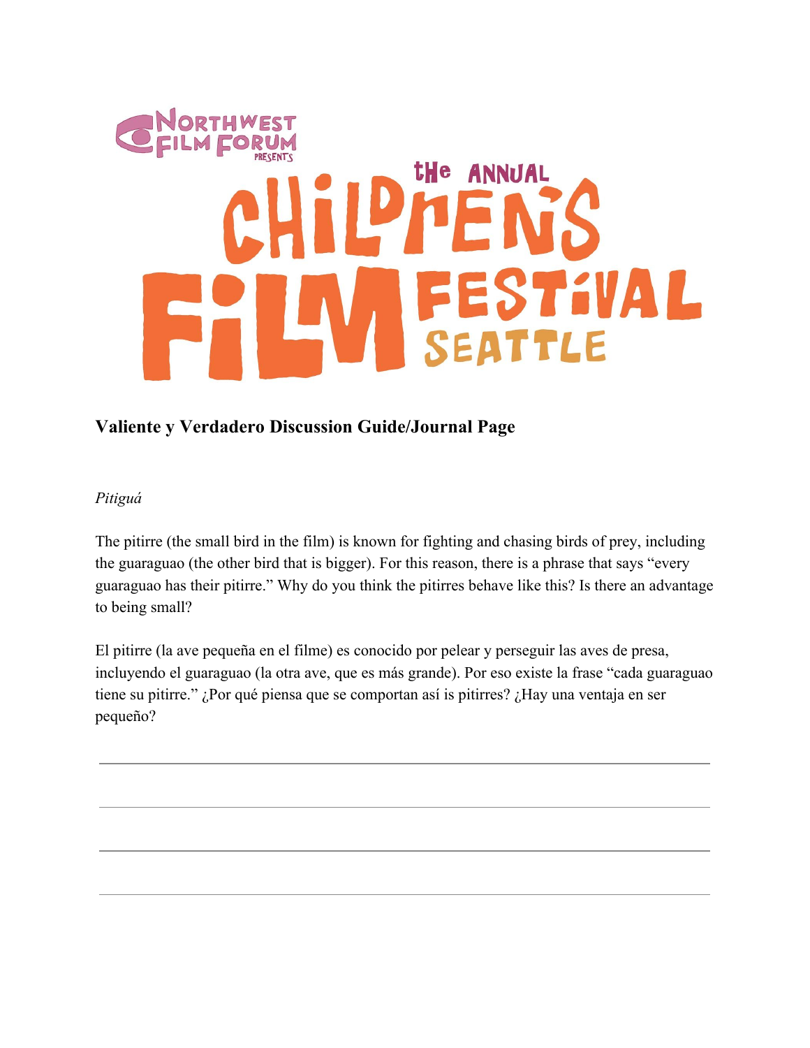Northwest Film Forum presents

# The Annual Children's Film Festival Seattle

## Valiente y Verdadero Discussion Guide/Journal Page

*Pitiguá*

The pitirre (the small bird in the film) is known for fighting and chasing birds of prey, including the guaraguao (the other bird that is bigger). For this reason, there is a phrase that says "every guaraguao has their pitirre." Why do you think the pitirres behave like this? Is there an advantage to being small?

El pitirre (la ave pequeña en el filme) es conocido por pelear y perseguir las aves de presa, incluyendo el guaraguao (la otra ave, que es más grande). Por eso existe la frase "cada guaraguao tiene su pitirre." ¿Por qué piensa que se comportan así is pitirres? ¿Hay una ventaja en ser pequeño?

---

---

---

---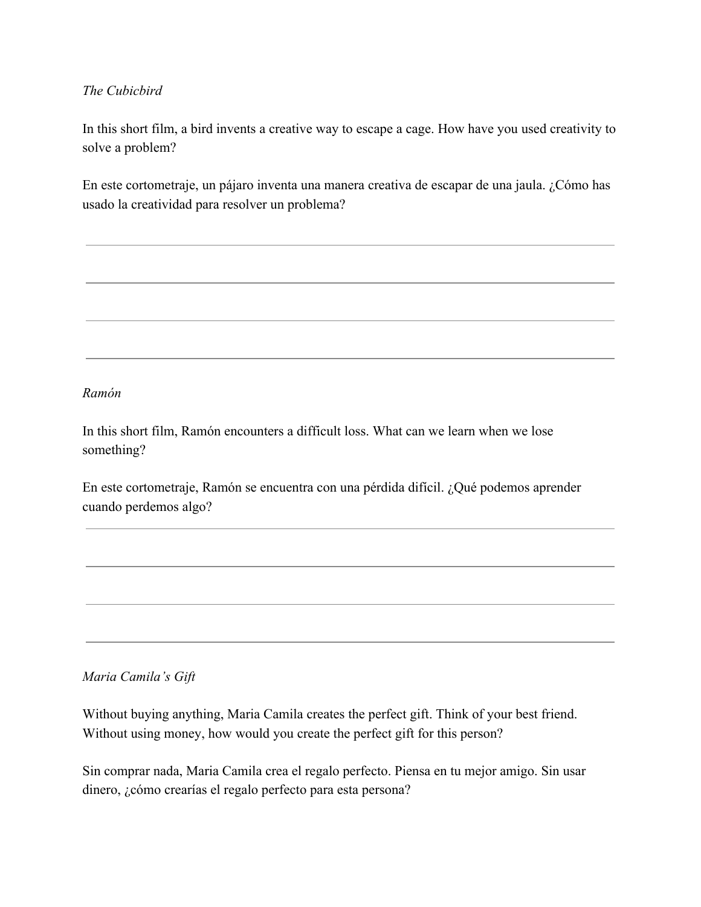*The Cubicbird*

In this short film, a bird invents a creative way to escape a cage. How have you used creativity to solve a problem?

En este cortometraje, un pájaro inventa una manera creativa de escapar de una jaula. ¿Cómo has usado la creatividad para resolver un problema?

---

---

---

---

*Ramón*

In this short film, Ramón encounters a difficult loss. What can we learn when we lose something?

En este cortometraje, Ramón se encuentra con una pérdida difícil. ¿Qué podemos aprender cuando perdemos algo?

---

---

---

---

*Maria Camila's Gift*

Without buying anything, Maria Camila creates the perfect gift. Think of your best friend. Without using money, how would you create the perfect gift for this person?

Sin comprar nada, Maria Camila crea el regalo perfecto. Piensa en tu mejor amigo. Sin usar dinero, ¿cómo crearías el regalo perfecto para esta persona?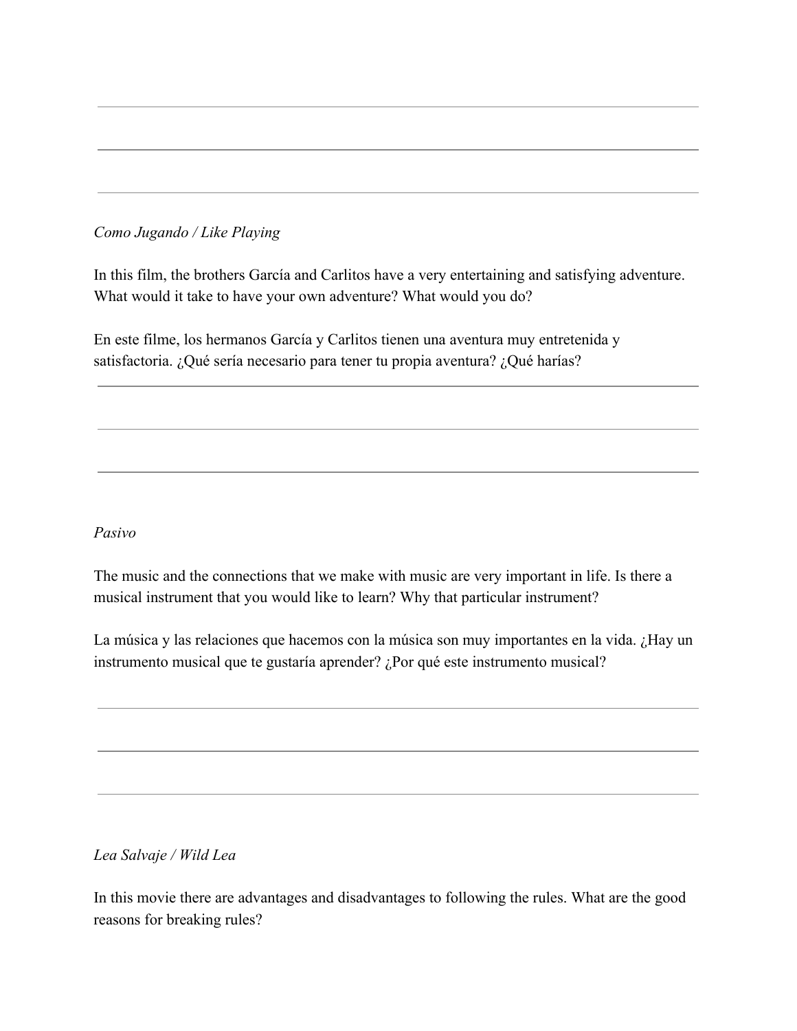*Como Jugando / Like Playing*

In this film, the brothers García and Carlitos have a very entertaining and satisfying adventure. What would it take to have your own adventure? What would you do?

En este filme, los hermanos García y Carlitos tienen una aventura muy entretenida y satisfactoria. ¿Qué sería necesario para tener tu propia aventura? ¿Qué harías?

*Pasivo*

The music and the connections that we make with music are very important in life. Is there a musical instrument that you would like to learn? Why that particular instrument?

La música y las relaciones que hacemos con la música son muy importantes en la vida. ¿Hay un instrumento musical que te gustaría aprender? ¿Por qué este instrumento musical?

*Lea Salvaje / Wild Lea*

In this movie there are advantages and disadvantages to following the rules. What are the good reasons for breaking rules?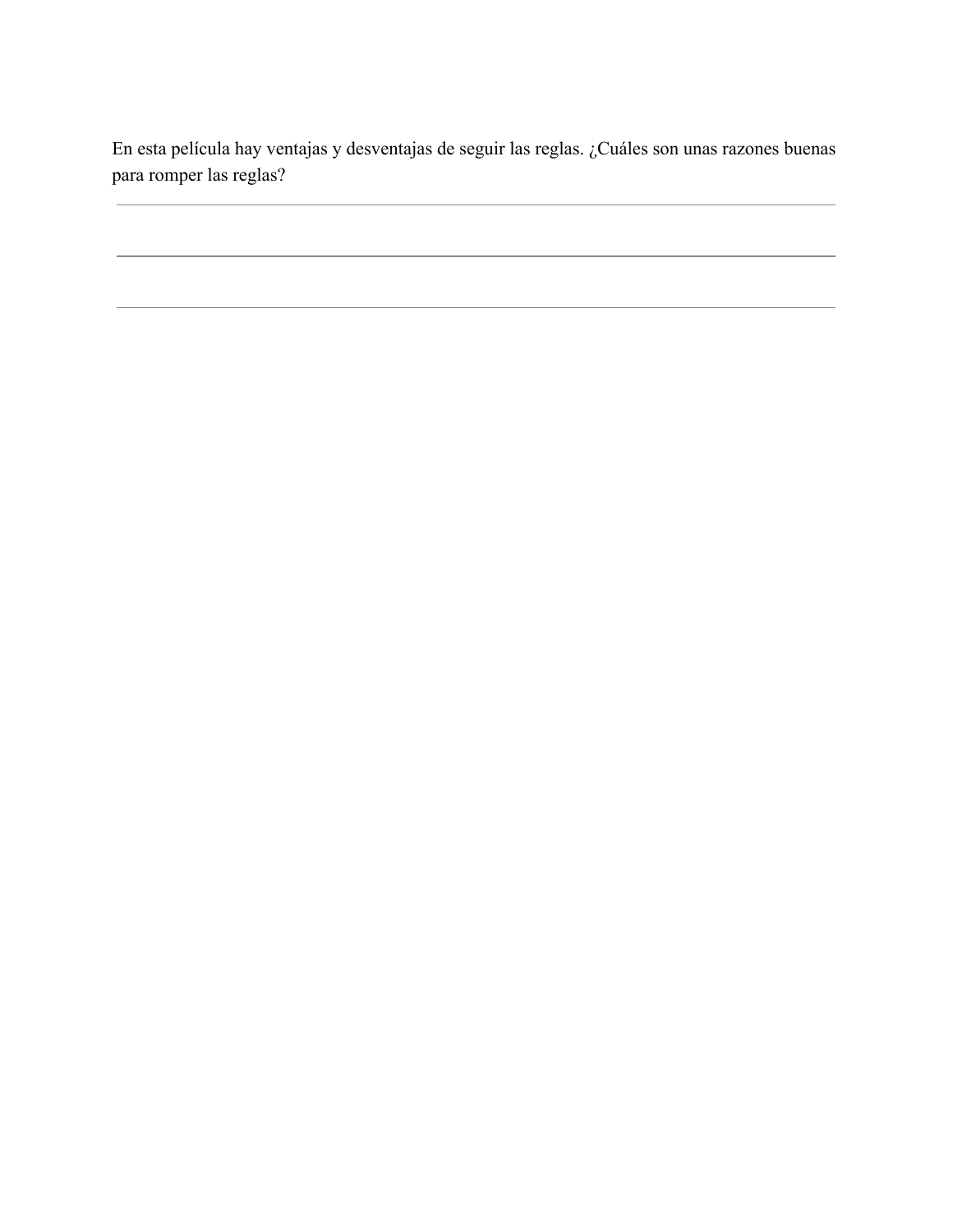En esta película hay ventajas y desventajas de seguir las reglas. ¿Cuáles son unas razones buenas para romper las reglas?

---

---

---